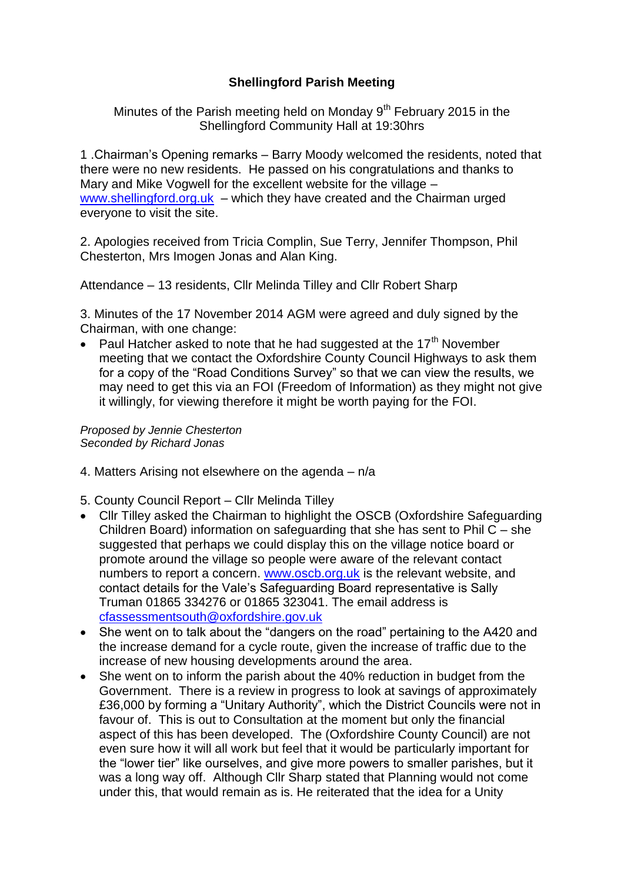**Shellingford Parish Meeting**

Minutes of the Parish meeting held on Monday 9th February 2015 in the Shellingford Community Hall at 19:30hrs

1 .Chairman's Opening remarks – Barry Moody welcomed the residents, noted that there were no new residents. He passed on his congratulations and thanks to Mary and Mike Vogwell for the excellent website for the village – www.shellingford.org.uk – which they have created and the Chairman urged everyone to visit the site.

2. Apologies received from Tricia Complin, Sue Terry, Jennifer Thompson, Phil Chesterton, Mrs Imogen Jonas and Alan King.

Attendance – 13 residents, Cllr Melinda Tilley and Cllr Robert Sharp

3. Minutes of the 17 November 2014 AGM were agreed and duly signed by the Chairman, with one change:

- Paul Hatcher asked to note that he had suggested at the 17th November meeting that we contact the Oxfordshire County Council Highways to ask them for a copy of the "Road Conditions Survey" so that we can view the results, we may need to get this via an FOI (Freedom of Information) as they might not give it willingly, for viewing therefore it might be worth paying for the FOI.

*Proposed by Jennie Chesterton*
*Seconded by Richard Jonas*

4. Matters Arising not elsewhere on the agenda – n/a

5. County Council Report – Cllr Melinda Tilley

- Cllr Tilley asked the Chairman to highlight the OSCB (Oxfordshire Safeguarding Children Board) information on safeguarding that she has sent to Phil C – she suggested that perhaps we could display this on the village notice board or promote around the village so people were aware of the relevant contact numbers to report a concern. www.oscb.org.uk is the relevant website, and contact details for the Vale's Safeguarding Board representative is Sally Truman 01865 334276 or 01865 323041. The email address is cfassessmentsouth@oxfordshire.gov.uk
- She went on to talk about the "dangers on the road" pertaining to the A420 and the increase demand for a cycle route, given the increase of traffic due to the increase of new housing developments around the area.
- She went on to inform the parish about the 40% reduction in budget from the Government. There is a review in progress to look at savings of approximately £36,000 by forming a "Unitary Authority", which the District Councils were not in favour of. This is out to Consultation at the moment but only the financial aspect of this has been developed. The (Oxfordshire County Council) are not even sure how it will all work but feel that it would be particularly important for the "lower tier" like ourselves, and give more powers to smaller parishes, but it was a long way off. Although Cllr Sharp stated that Planning would not come under this, that would remain as is. He reiterated that the idea for a Unity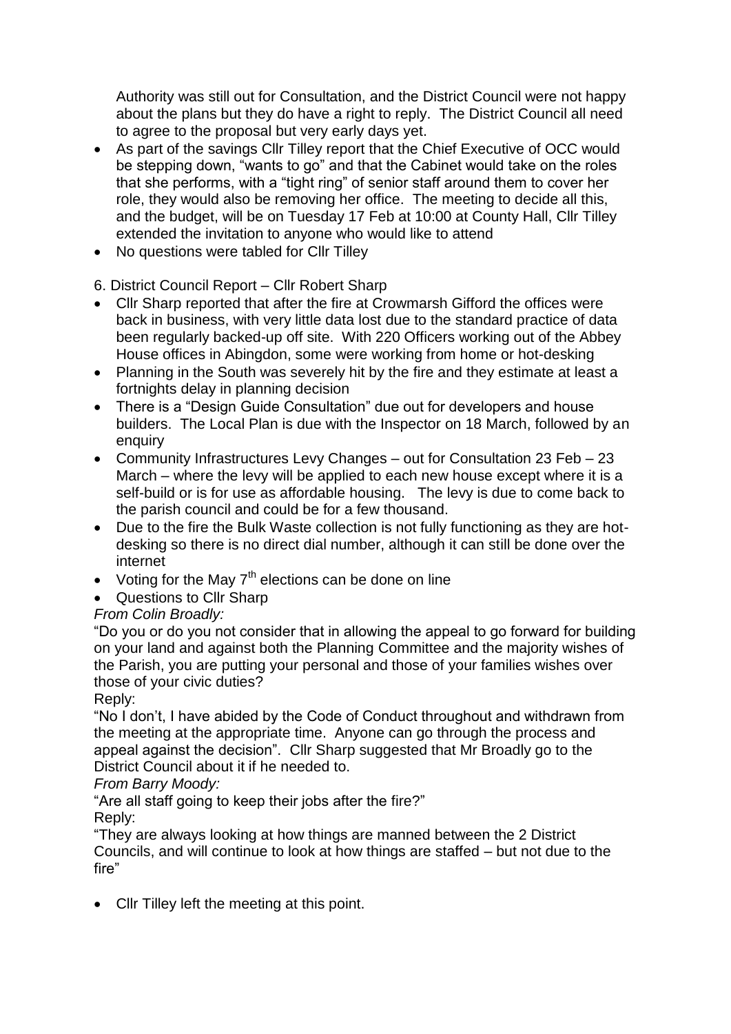Authority was still out for Consultation, and the District Council were not happy about the plans but they do have a right to reply. The District Council all need to agree to the proposal but very early days yet.

- As part of the savings Cllr Tilley report that the Chief Executive of OCC would be stepping down, "wants to go" and that the Cabinet would take on the roles that she performs, with a "tight ring" of senior staff around them to cover her role, they would also be removing her office. The meeting to decide all this, and the budget, will be on Tuesday 17 Feb at 10:00 at County Hall, Cllr Tilley extended the invitation to anyone who would like to attend
- No questions were tabled for Cllr Tilley

6. District Council Report – Cllr Robert Sharp

- Cllr Sharp reported that after the fire at Crowmarsh Gifford the offices were back in business, with very little data lost due to the standard practice of data been regularly backed-up off site. With 220 Officers working out of the Abbey House offices in Abingdon, some were working from home or hot-desking
- Planning in the South was severely hit by the fire and they estimate at least a fortnights delay in planning decision
- There is a "Design Guide Consultation" due out for developers and house builders. The Local Plan is due with the Inspector on 18 March, followed by an enquiry
- Community Infrastructures Levy Changes – out for Consultation 23 Feb – 23 March – where the levy will be applied to each new house except where it is a self-build or is for use as affordable housing. The levy is due to come back to the parish council and could be for a few thousand.
- Due to the fire the Bulk Waste collection is not fully functioning as they are hot-desking so there is no direct dial number, although it can still be done over the internet
- Voting for the May 7th elections can be done on line
- Questions to Cllr Sharp

*From Colin Broadly:*

"Do you or do you not consider that in allowing the appeal to go forward for building on your land and against both the Planning Committee and the majority wishes of the Parish, you are putting your personal and those of your families wishes over those of your civic duties?

Reply:

"No I don't, I have abided by the Code of Conduct throughout and withdrawn from the meeting at the appropriate time. Anyone can go through the process and appeal against the decision". Cllr Sharp suggested that Mr Broadly go to the District Council about it if he needed to.

*From Barry Moody:*

"Are all staff going to keep their jobs after the fire?"

Reply:

"They are always looking at how things are manned between the 2 District Councils, and will continue to look at how things are staffed – but not due to the fire"

- Cllr Tilley left the meeting at this point.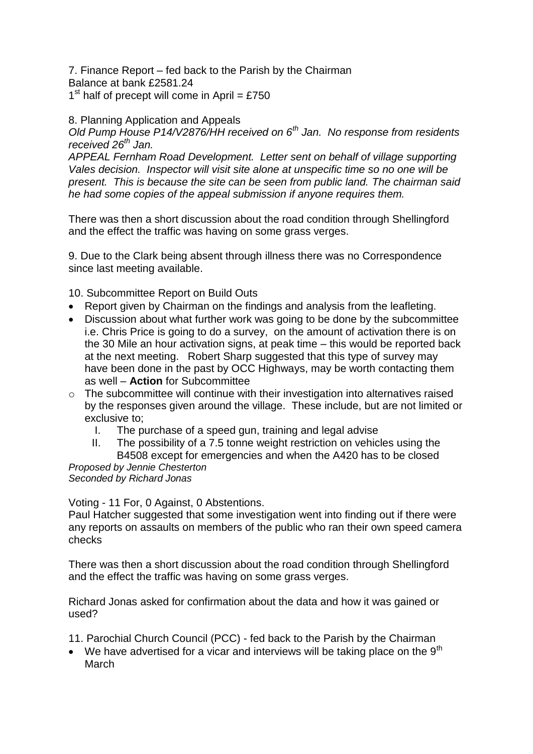7. Finance Report – fed back to the Parish by the Chairman
Balance at bank £2581.24
1st half of precept will come in April = £750

8. Planning Application and Appeals
*Old Pump House P14/V2876/HH received on 6th Jan. No response from residents received 26th Jan.*
*APPEAL Fernham Road Development. Letter sent on behalf of village supporting Vales decision. Inspector will visit site alone at unspecific time so no one will be present. This is because the site can be seen from public land. The chairman said he had some copies of the appeal submission if anyone requires them.*

There was then a short discussion about the road condition through Shellingford and the effect the traffic was having on some grass verges.

9. Due to the Clark being absent through illness there was no Correspondence since last meeting available.

10. Subcommittee Report on Build Outs

- Report given by Chairman on the findings and analysis from the leafleting.
- Discussion about what further work was going to be done by the subcommittee i.e. Chris Price is going to do a survey, on the amount of activation there is on the 30 Mile an hour activation signs, at peak time – this would be reported back at the next meeting. Robert Sharp suggested that this type of survey may have been done in the past by OCC Highways, may be worth contacting them as well – **Action** for Subcommittee
    - The subcommittee will continue with their investigation into alternatives raised by the responses given around the village. These include, but are not limited or exclusive to;
        I. The purchase of a speed gun, training and legal advise
        II. The possibility of a 7.5 tonne weight restriction on vehicles using the B4508 except for emergencies and when the A420 has to be closed

*Proposed by Jennie Chesterton*
*Seconded by Richard Jonas*

Voting - 11 For, 0 Against, 0 Abstentions.
Paul Hatcher suggested that some investigation went into finding out if there were any reports on assaults on members of the public who ran their own speed camera checks

There was then a short discussion about the road condition through Shellingford and the effect the traffic was having on some grass verges.

Richard Jonas asked for confirmation about the data and how it was gained or used?

11. Parochial Church Council (PCC) - fed back to the Parish by the Chairman

- We have advertised for a vicar and interviews will be taking place on the 9th March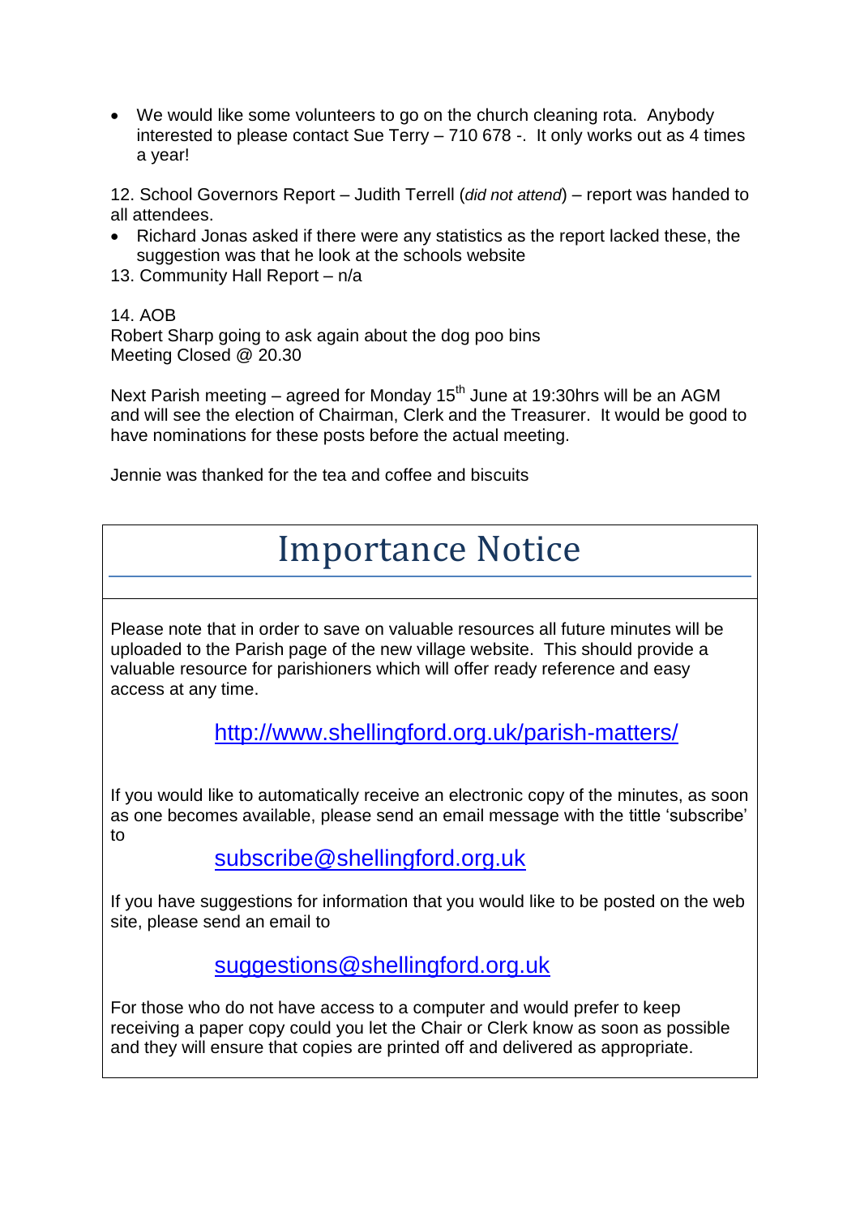- We would like some volunteers to go on the church cleaning rota. Anybody interested to please contact Sue Terry – 710 678 -. It only works out as 4 times a year!

12. School Governors Report – Judith Terrell (*did not attend*) – report was handed to all attendees.

- Richard Jonas asked if there were any statistics as the report lacked these, the suggestion was that he look at the schools website

13. Community Hall Report – n/a

14. AOB
Robert Sharp going to ask again about the dog poo bins
Meeting Closed @ 20.30

Next Parish meeting – agreed for Monday 15th June at 19:30hrs will be an AGM and will see the election of Chairman, Clerk and the Treasurer. It would be good to have nominations for these posts before the actual meeting.

Jennie was thanked for the tea and coffee and biscuits

# Importance Notice

Please note that in order to save on valuable resources all future minutes will be uploaded to the Parish page of the new village website. This should provide a valuable resource for parishioners which will offer ready reference and easy access at any time.

http://www.shellingford.org.uk/parish-matters/

If you would like to automatically receive an electronic copy of the minutes, as soon as one becomes available, please send an email message with the tittle 'subscribe' to

subscribe@shellingford.org.uk

If you have suggestions for information that you would like to be posted on the web site, please send an email to

suggestions@shellingford.org.uk

For those who do not have access to a computer and would prefer to keep receiving a paper copy could you let the Chair or Clerk know as soon as possible and they will ensure that copies are printed off and delivered as appropriate.